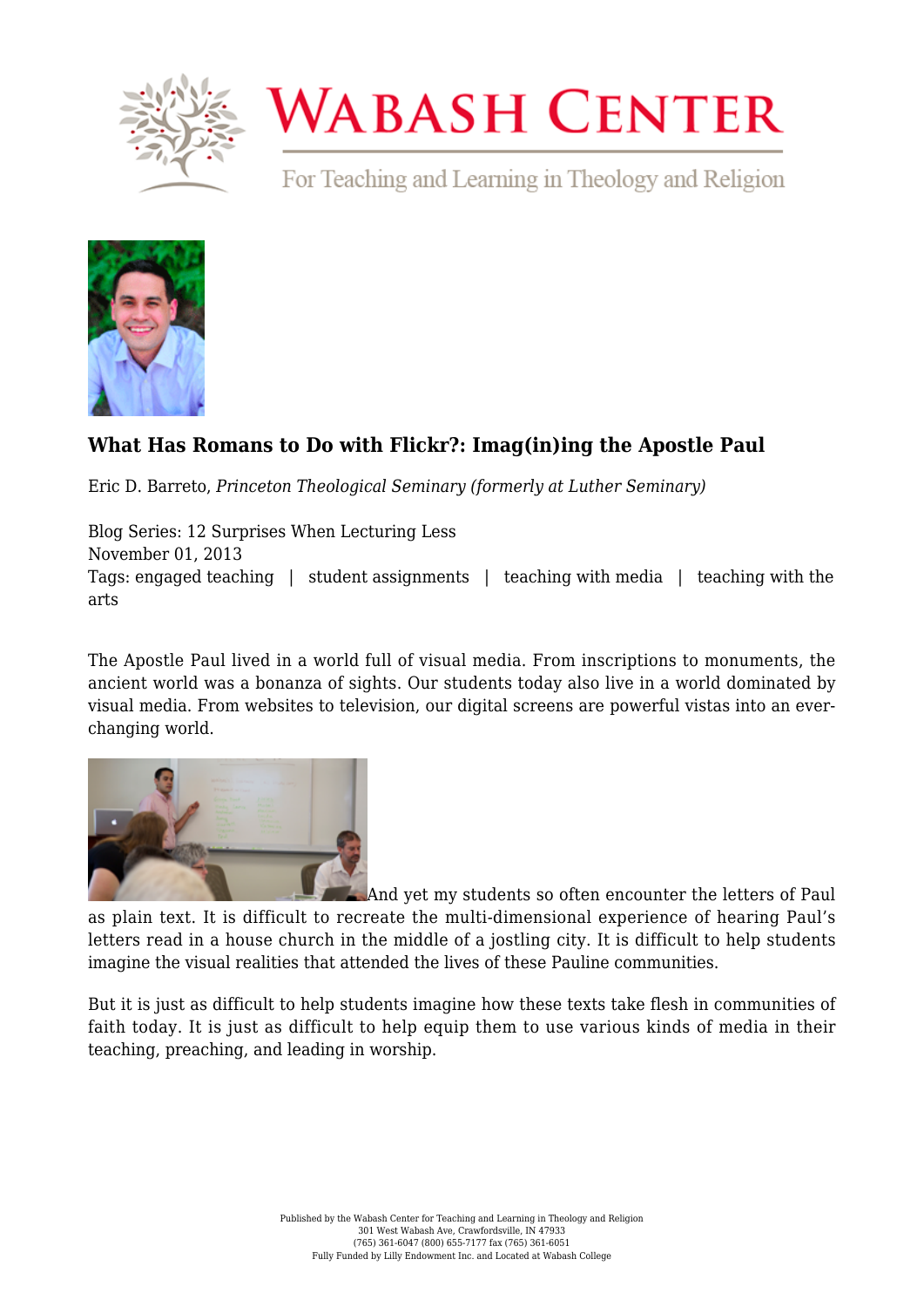### What Has Romans to Do with Flickr?: Imag(in)ing the Apostle Paul

Eric D. Barreto, *Princeton Theological Seminary (formerly at Luther Seminary)*

Blog Series: 12 Surprises When Lecturing Less
November 01, 2013
Tags: engaged teaching | student assignments | teaching with media | teaching with the arts

The Apostle Paul lived in a world full of visual media. From inscriptions to monuments, the ancient world was a bonanza of sights. Our students today also live in a world dominated by visual media. From websites to television, our digital screens are powerful vistas into an ever-changing world.

And yet my students so often encounter the letters of Paul as plain text. It is difficult to recreate the multi-dimensional experience of hearing Paul's letters read in a house church in the middle of a jostling city. It is difficult to help students imagine the visual realities that attended the lives of these Pauline communities.

But it is just as difficult to help students imagine how these texts take flesh in communities of faith today. It is just as difficult to help equip them to use various kinds of media in their teaching, preaching, and leading in worship.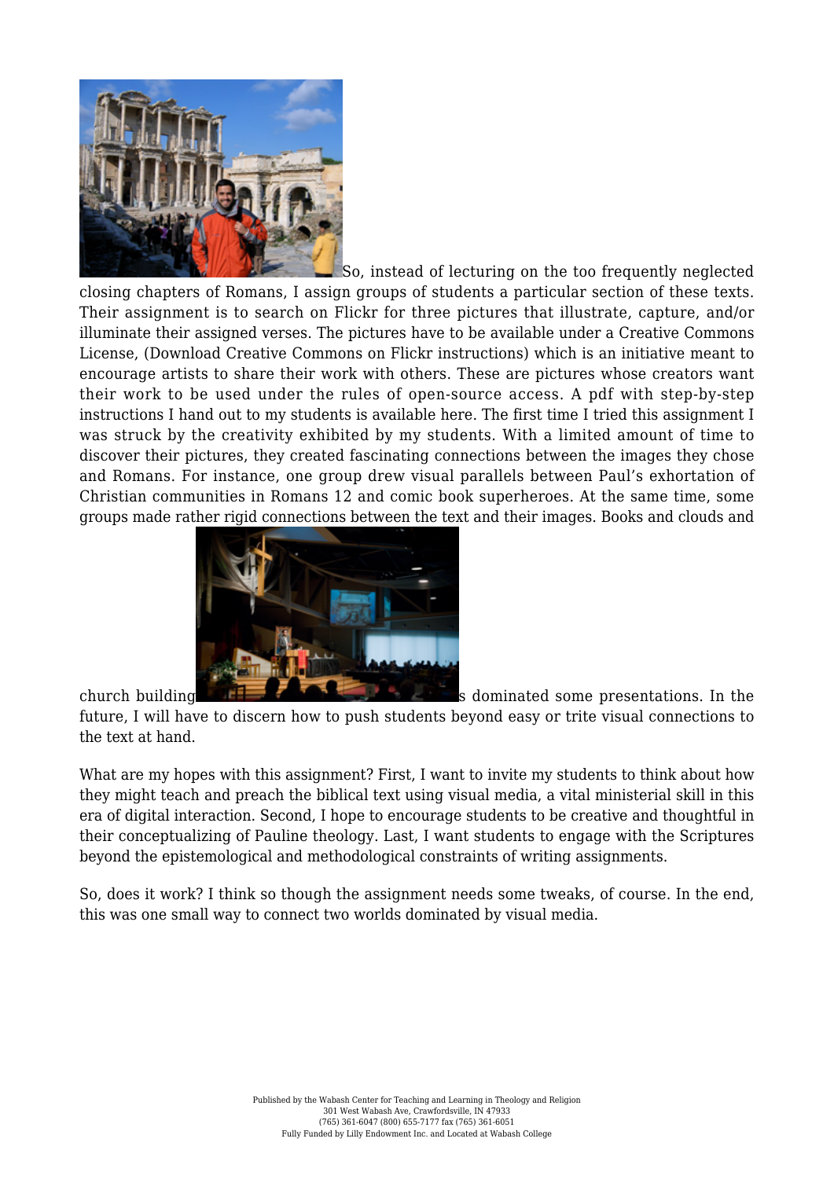So, instead of lecturing on the too frequently neglected closing chapters of Romans, I assign groups of students a particular section of these texts. Their assignment is to search on Flickr for three pictures that illustrate, capture, and/or illuminate their assigned verses. The pictures have to be available under a Creative Commons License, (Download Creative Commons on Flickr instructions) which is an initiative meant to encourage artists to share their work with others. These are pictures whose creators want their work to be used under the rules of open-source access. A pdf with step-by-step instructions I hand out to my students is available here. The first time I tried this assignment I was struck by the creativity exhibited by my students. With a limited amount of time to discover their pictures, they created fascinating connections between the images they chose and Romans. For instance, one group drew visual parallels between Paul's exhortation of Christian communities in Romans 12 and comic book superheroes. At the same time, some groups made rather rigid connections between the text and their images. Books and clouds and church buildings dominated some presentations. In the future, I will have to discern how to push students beyond easy or trite visual connections to the text at hand.

What are my hopes with this assignment? First, I want to invite my students to think about how they might teach and preach the biblical text using visual media, a vital ministerial skill in this era of digital interaction. Second, I hope to encourage students to be creative and thoughtful in their conceptualizing of Pauline theology. Last, I want students to engage with the Scriptures beyond the epistemological and methodological constraints of writing assignments.

So, does it work? I think so though the assignment needs some tweaks, of course. In the end, this was one small way to connect two worlds dominated by visual media.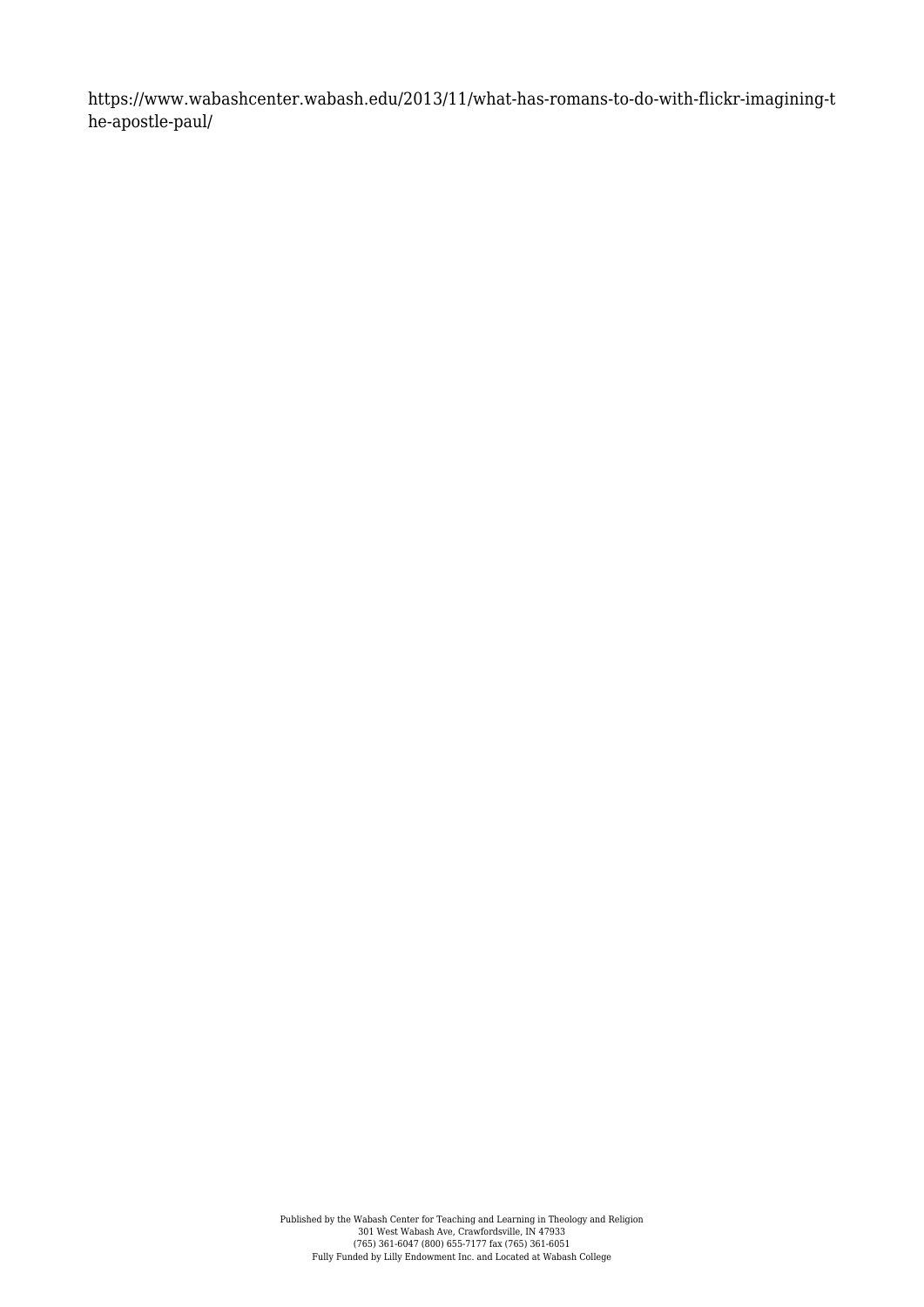https://www.wabashcenter.wabash.edu/2013/11/what-has-romans-to-do-with-flickr-imagining-the-apostle-paul/